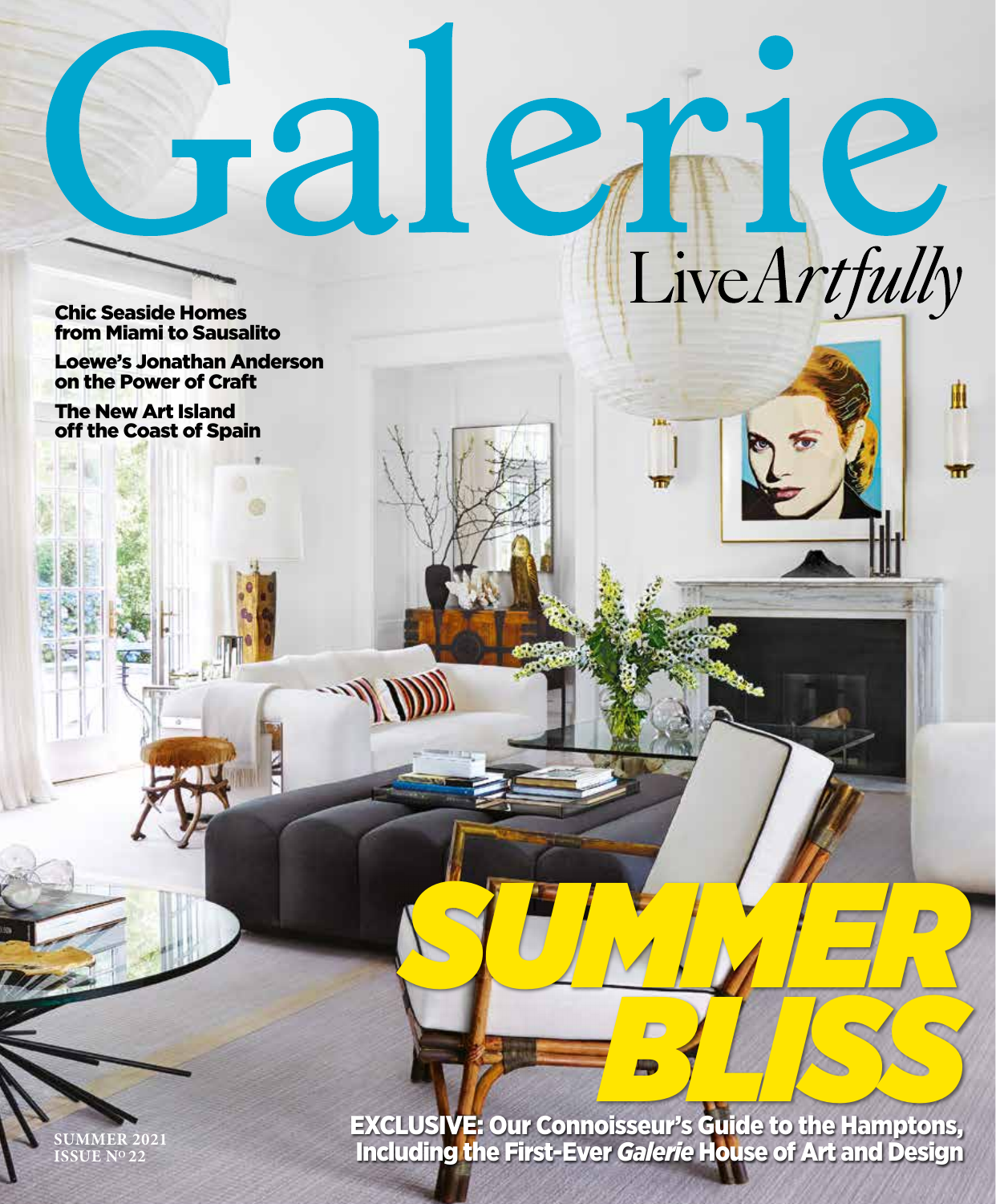# Galerie

Live*Artfully*

**Chic Seaside Homes from Miami to Sausalito**

**Loewe's Jonathan Anderson on the Power of Craft**

**The New Art Island off the Coast of Spain**

# *SUMMER BLISS*

**EXCLUSIVE: Our Connoisseur's Guide to the Hamptons, Including the First-Ever *Galerie* House of Art and Design**

SUMMER 2021
ISSUE Nº 22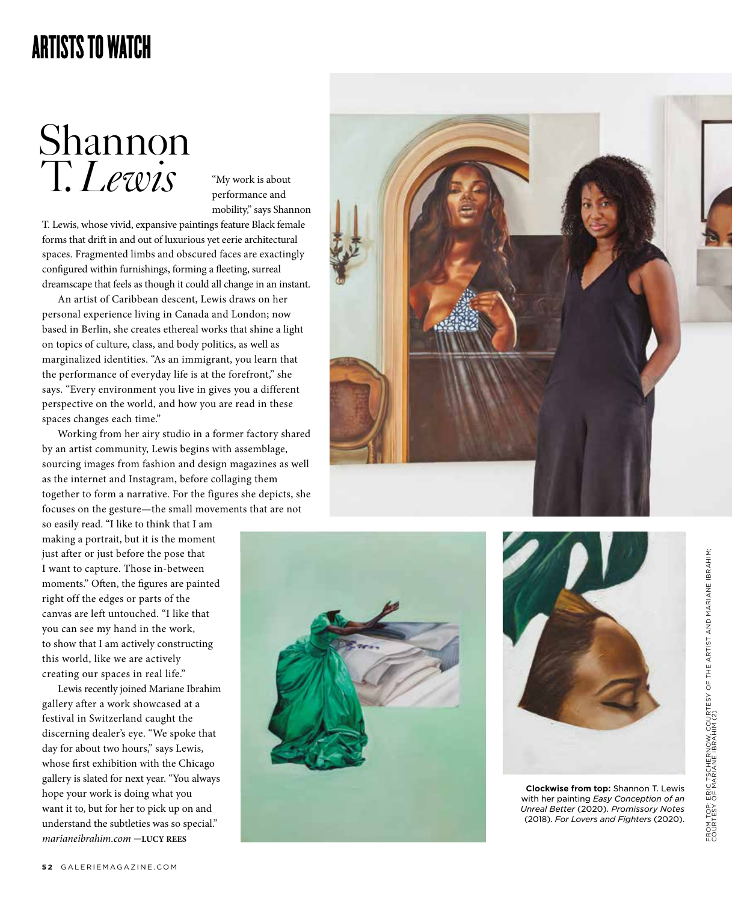## ARTISTS TO WATCH

# Shannon T. *Lewis*

"My work is about performance and mobility," says Shannon T. Lewis, whose vivid, expansive paintings feature Black female forms that drift in and out of luxurious yet eerie architectural spaces. Fragmented limbs and obscured faces are exactingly configured within furnishings, forming a fleeting, surreal dreamscape that feels as though it could all change in an instant.

An artist of Caribbean descent, Lewis draws on her personal experience living in Canada and London; now based in Berlin, she creates ethereal works that shine a light on topics of culture, class, and body politics, as well as marginalized identities. "As an immigrant, you learn that the performance of everyday life is at the forefront," she says. "Every environment you live in gives you a different perspective on the world, and how you are read in these spaces changes each time."

Working from her airy studio in a former factory shared by an artist community, Lewis begins with assemblage, sourcing images from fashion and design magazines as well as the internet and Instagram, before collaging them together to form a narrative. For the figures she depicts, she focuses on the gesture—the small movements that are not so easily read. "I like to think that I am making a portrait, but it is the moment just after or just before the pose that I want to capture. Those in-between moments." Often, the figures are painted right off the edges or parts of the canvas are left untouched. "I like that you can see my hand in the work, to show that I am actively constructing this world, like we are actively creating our spaces in real life."

Lewis recently joined Mariane Ibrahim gallery after a work showcased at a festival in Switzerland caught the discerning dealer's eye. "We spoke that day for about two hours," says Lewis, whose first exhibition with the Chicago gallery is slated for next year. "You always hope your work is doing what you want it to, but for her to pick up on and understand the subtleties was so special." *marianeibrahim.com* —LUCY REES

**Clockwise from top:** Shannon T. Lewis with her painting *Easy Conception of an Unreal Better* (2020). *Promissory Notes* (2018). *For Lovers and Fighters* (2020).

FROM TOP: ERIC TSCHERNOW, COURTESY OF THE ARTIST AND MARIANE IBRAHIM; COURTESY OF MARIANE IBRAHIM (2)